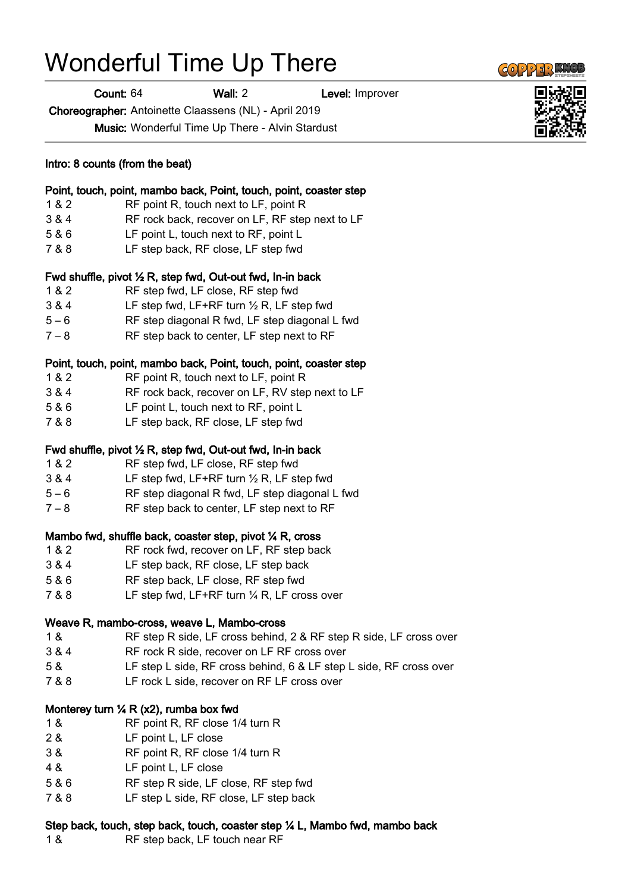# Wonderful Time Up There

**Count:** 64 **Wall:** 2 **Level:** Improver

**Choreographer:** Antoinette Claassens (NL) - April 2019

**Music:** Wonderful Time Up There - Alvin Stardust

**Intro: 8 counts (from the beat)**

**Point, touch, point, mambo back, Point, touch, point, coaster step**

| | |
|---|---|
| 1 & 2 | RF point R, touch next to LF, point R |
| 3 & 4 | RF rock back, recover on LF, RF step next to LF |
| 5 & 6 | LF point L, touch next to RF, point L |
| 7 & 8 | LF step back, RF close, LF step fwd |

**Fwd shuffle, pivot ½ R, step fwd, Out-out fwd, In-in back**

| | |
|---|---|
| 1 & 2 | RF step fwd, LF close, RF step fwd |
| 3 & 4 | LF step fwd, LF+RF turn ½ R, LF step fwd |
| 5 – 6 | RF step diagonal R fwd, LF step diagonal L fwd |
| 7 – 8 | RF step back to center, LF step next to RF |

**Point, touch, point, mambo back, Point, touch, point, coaster step**

| | |
|---|---|
| 1 & 2 | RF point R, touch next to LF, point R |
| 3 & 4 | RF rock back, recover on LF, RV step next to LF |
| 5 & 6 | LF point L, touch next to RF, point L |
| 7 & 8 | LF step back, RF close, LF step fwd |

**Fwd shuffle, pivot ½ R, step fwd, Out-out fwd, In-in back**

| | |
|---|---|
| 1 & 2 | RF step fwd, LF close, RF step fwd |
| 3 & 4 | LF step fwd, LF+RF turn ½ R, LF step fwd |
| 5 – 6 | RF step diagonal R fwd, LF step diagonal L fwd |
| 7 – 8 | RF step back to center, LF step next to RF |

**Mambo fwd, shuffle back, coaster step, pivot ¼ R, cross**

| | |
|---|---|
| 1 & 2 | RF rock fwd, recover on LF, RF step back |
| 3 & 4 | LF step back, RF close, LF step back |
| 5 & 6 | RF step back, LF close, RF step fwd |
| 7 & 8 | LF step fwd, LF+RF turn ¼ R, LF cross over |

**Weave R, mambo-cross, weave L, Mambo-cross**

| | |
|---|---|
| 1 & | RF step R side, LF cross behind, 2 & RF step R side, LF cross over |
| 3 & 4 | RF rock R side, recover on LF RF cross over |
| 5 & | LF step L side, RF cross behind, 6 & LF step L side, RF cross over |
| 7 & 8 | LF rock L side, recover on RF LF cross over |

**Monterey turn ¼ R (x2), rumba box fwd**

| | |
|---|---|
| 1 & | RF point R, RF close 1/4 turn R |
| 2 & | LF point L, LF close |
| 3 & | RF point R, RF close 1/4 turn R |
| 4 & | LF point L, LF close |
| 5 & 6 | RF step R side, LF close, RF step fwd |
| 7 & 8 | LF step L side, RF close, LF step back |

**Step back, touch, step back, touch, coaster step ¼ L, Mambo fwd, mambo back**

| | |
|---|---|
| 1 & | RF step back, LF touch near RF |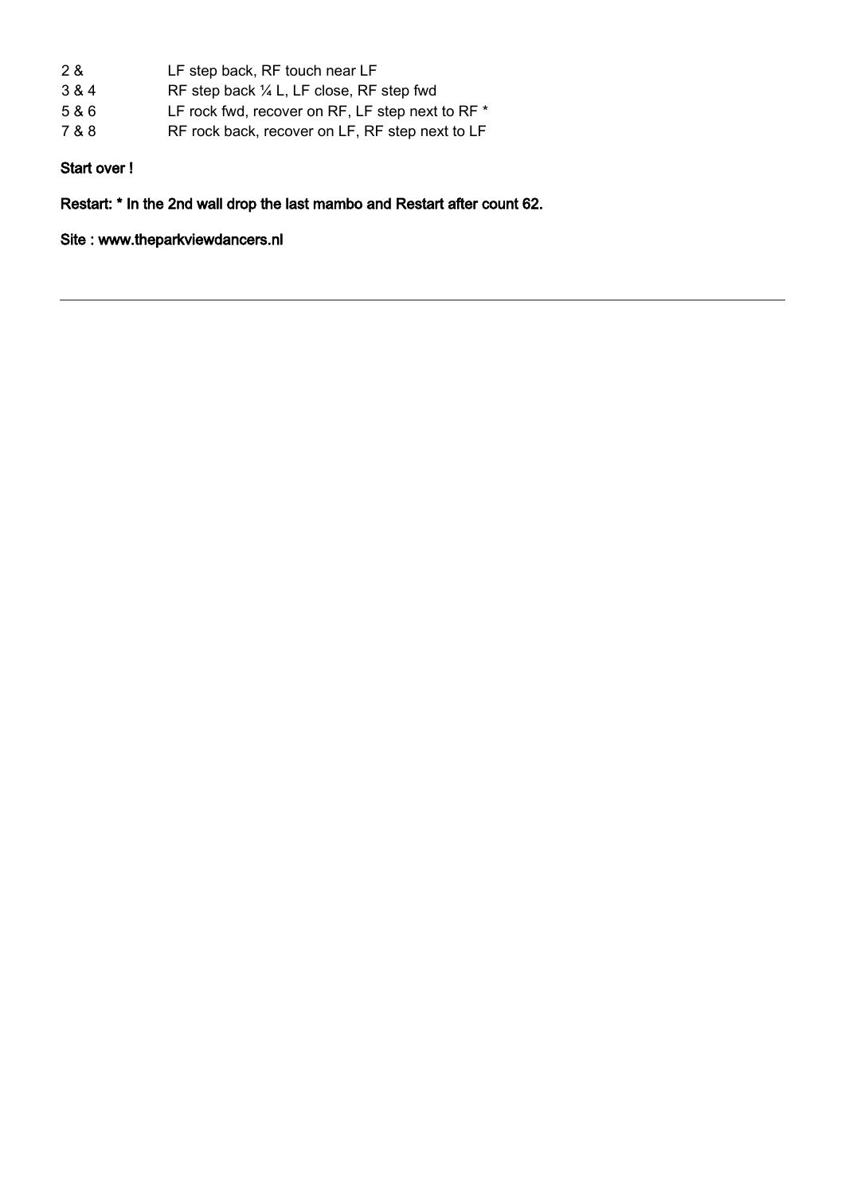| | |
|---|---|
| 2 & | LF step back, RF touch near LF |
| 3 & 4 | RF step back ¼ L, LF close, RF step fwd |
| 5 & 6 | LF rock fwd, recover on RF, LF step next to RF * |
| 7 & 8 | RF rock back, recover on LF, RF step next to LF |

**Start over !**

**Restart: * In the 2nd wall drop the last mambo and Restart after count 62.**

**Site : www.theparkviewdancers.nl**

---